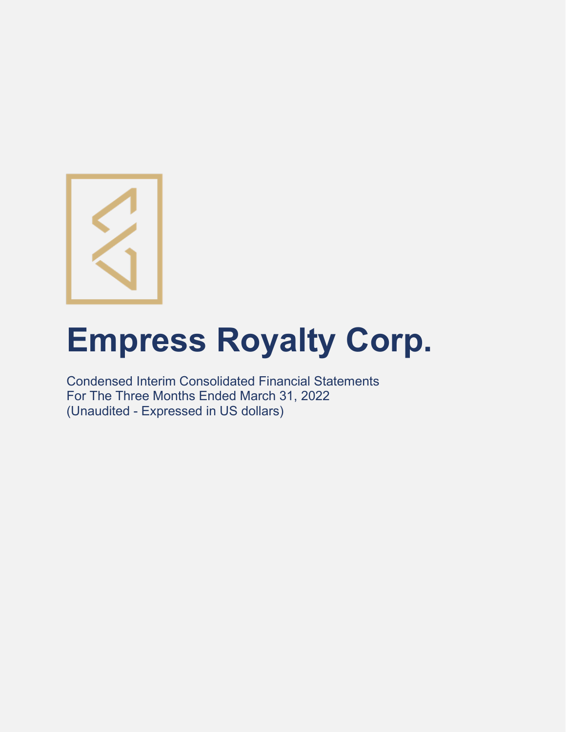# Empress Royalty Corp.

Condensed Interim Consolidated Financial Statements
For The Three Months Ended March 31, 2022
(Unaudited - Expressed in US dollars)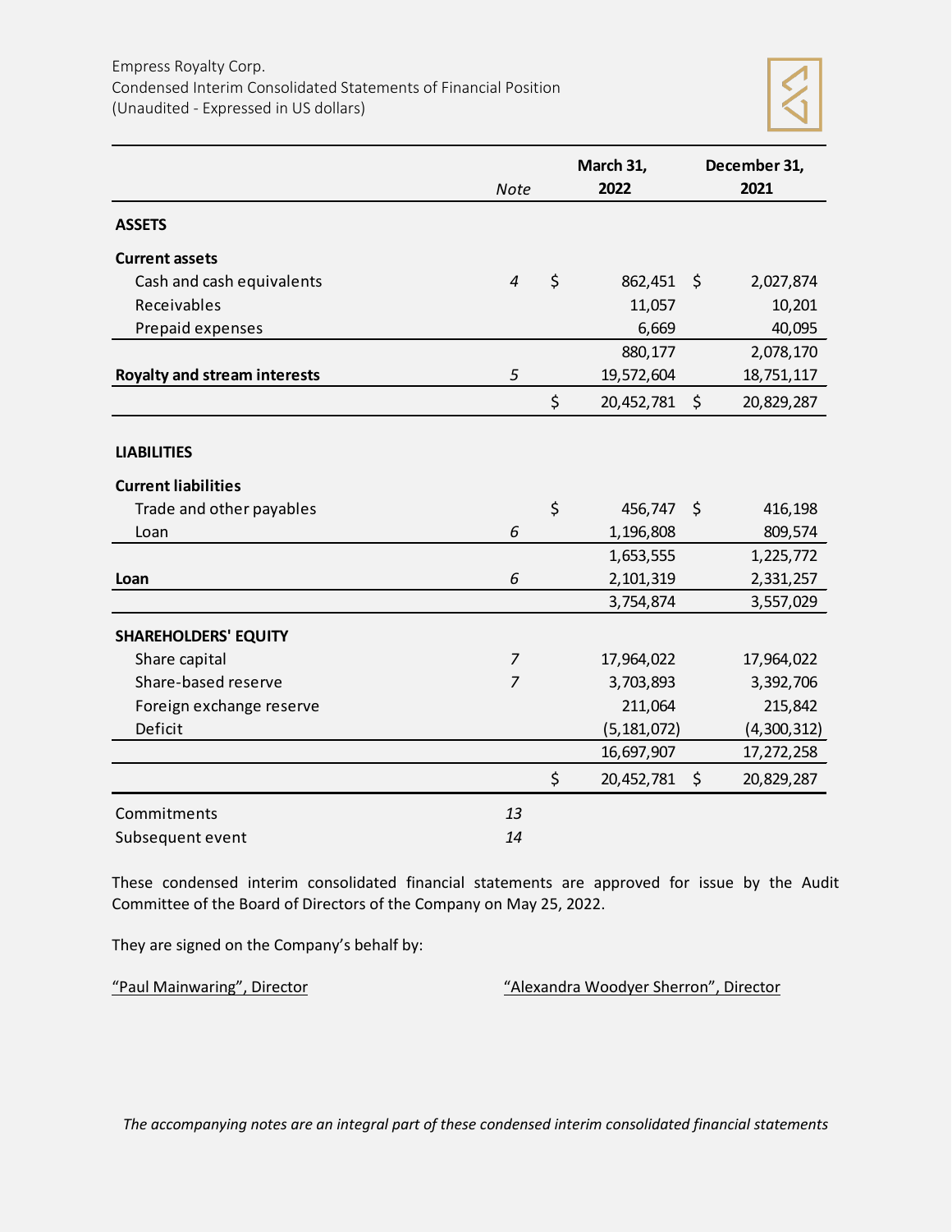Empress Royalty Corp.
Condensed Interim Consolidated Statements of Financial Position
(Unaudited - Expressed in US dollars)

| | *Note* | March 31, 2022 | December 31, 2021 |
|---|---|---|---|
| **ASSETS** | | | |
| **Current assets** | | | |
| Cash and cash equivalents | *4* | $ 862,451 | $ 2,027,874 |
| Receivables | | 11,057 | 10,201 |
| Prepaid expenses | | 6,669 | 40,095 |
| | | 880,177 | 2,078,170 |
| **Royalty and stream interests** | *5* | 19,572,604 | 18,751,117 |
| | | $ 20,452,781 | $ 20,829,287 |
| **LIABILITIES** | | | |
| **Current liabilities** | | | |
| Trade and other payables | | $ 456,747 | $ 416,198 |
| Loan | *6* | 1,196,808 | 809,574 |
| | | 1,653,555 | 1,225,772 |
| **Loan** | *6* | 2,101,319 | 2,331,257 |
| | | 3,754,874 | 3,557,029 |
| **SHAREHOLDERS' EQUITY** | | | |
| Share capital | *7* | 17,964,022 | 17,964,022 |
| Share-based reserve | *7* | 3,703,893 | 3,392,706 |
| Foreign exchange reserve | | 211,064 | 215,842 |
| Deficit | | (5,181,072) | (4,300,312) |
| | | 16,697,907 | 17,272,258 |
| | | $ 20,452,781 | $ 20,829,287 |
| Commitments | *13* | | |
| Subsequent event | *14* | | |

These condensed interim consolidated financial statements are approved for issue by the Audit Committee of the Board of Directors of the Company on May 25, 2022.

They are signed on the Company's behalf by:

"Paul Mainwaring", Director

"Alexandra Woodyer Sherron", Director

*The accompanying notes are an integral part of these condensed interim consolidated financial statements*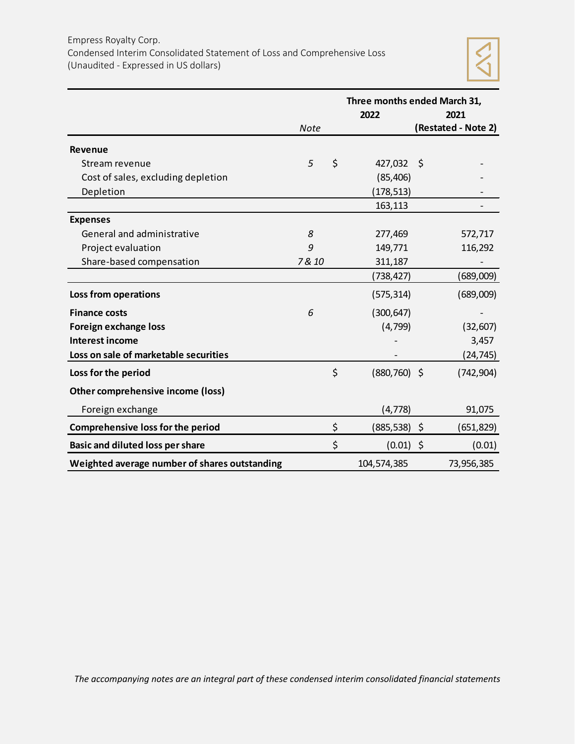Empress Royalty Corp.
Condensed Interim Consolidated Statement of Loss and Comprehensive Loss
(Unaudited - Expressed in US dollars)

| | Note | Three months ended March 31, 2022 | 2021 (Restated - Note 2) |
|---|---|---|---|
| **Revenue** | | | |
| Stream revenue | *5* | $ 427,032 | $ - |
| Cost of sales, excluding depletion | | (85,406) | - |
| Depletion | | (178,513) | - |
| | | 163,113 | - |
| **Expenses** | | | |
| General and administrative | *8* | 277,469 | 572,717 |
| Project evaluation | *9* | 149,771 | 116,292 |
| Share-based compensation | *7 & 10* | 311,187 | - |
| | | (738,427) | (689,009) |
| **Loss from operations** | | (575,314) | (689,009) |
| **Finance costs** | *6* | (300,647) | - |
| **Foreign exchange loss** | | (4,799) | (32,607) |
| **Interest income** | | - | 3,457 |
| **Loss on sale of marketable securities** | | - | (24,745) |
| **Loss for the period** | | $ (880,760) | $ (742,904) |
| **Other comprehensive income (loss)** | | | |
| Foreign exchange | | (4,778) | 91,075 |
| **Comprehensive loss for the period** | | $ (885,538) | $ (651,829) |
| **Basic and diluted loss per share** | | $ (0.01) | $ (0.01) |
| **Weighted average number of shares outstanding** | | 104,574,385 | 73,956,385 |

*The accompanying notes are an integral part of these condensed interim consolidated financial statements*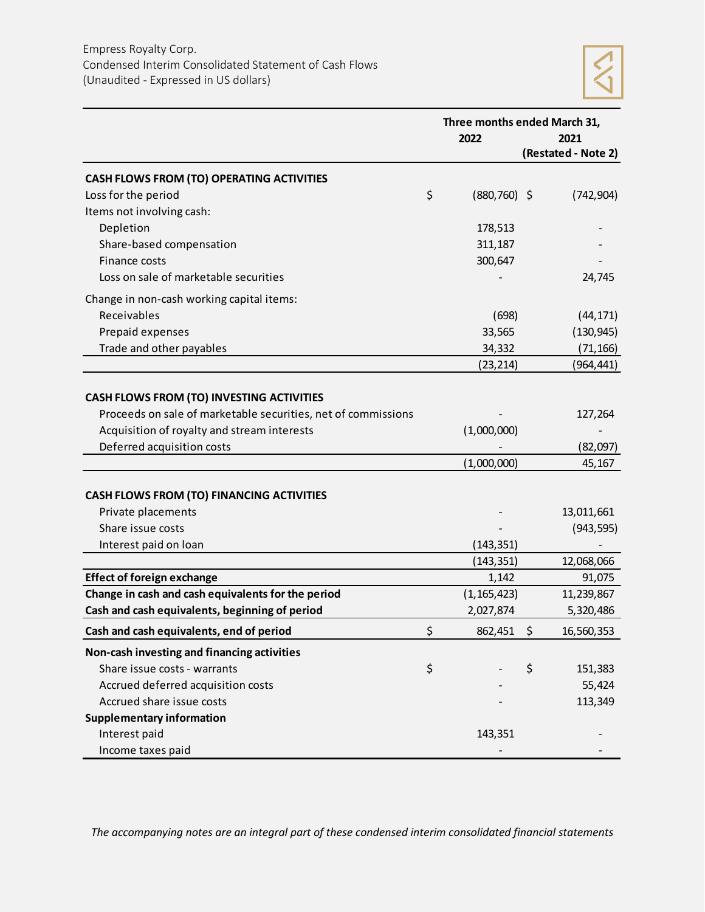Empress Royalty Corp.
Condensed Interim Consolidated Statement of Cash Flows
(Unaudited - Expressed in US dollars)

| | Three months ended March 31, 2022 | 2021 (Restated - Note 2) |
|---|---|---|
| **CASH FLOWS FROM (TO) OPERATING ACTIVITIES** | | |
| Loss for the period | $ (880,760) | $ (742,904) |
| Items not involving cash: | | |
| Depletion | 178,513 | - |
| Share-based compensation | 311,187 | - |
| Finance costs | 300,647 | - |
| Loss on sale of marketable securities | - | 24,745 |
| Change in non-cash working capital items: | | |
| Receivables | (698) | (44,171) |
| Prepaid expenses | 33,565 | (130,945) |
| Trade and other payables | 34,332 | (71,166) |
| | (23,214) | (964,441) |
| **CASH FLOWS FROM (TO) INVESTING ACTIVITIES** | | |
| Proceeds on sale of marketable securities, net of commissions | - | 127,264 |
| Acquisition of royalty and stream interests | (1,000,000) | - |
| Deferred acquisition costs | - | (82,097) |
| | (1,000,000) | 45,167 |
| **CASH FLOWS FROM (TO) FINANCING ACTIVITIES** | | |
| Private placements | - | 13,011,661 |
| Share issue costs | - | (943,595) |
| Interest paid on loan | (143,351) | - |
| | (143,351) | 12,068,066 |
| **Effect of foreign exchange** | 1,142 | 91,075 |
| **Change in cash and cash equivalents for the period** | (1,165,423) | 11,239,867 |
| **Cash and cash equivalents, beginning of period** | 2,027,874 | 5,320,486 |
| **Cash and cash equivalents, end of period** | $ 862,451 | $ 16,560,353 |
| **Non-cash investing and financing activities** | | |
| Share issue costs - warrants | $ - | $ 151,383 |
| Accrued deferred acquisition costs | - | 55,424 |
| Accrued share issue costs | - | 113,349 |
| **Supplementary information** | | |
| Interest paid | 143,351 | - |
| Income taxes paid | - | - |

*The accompanying notes are an integral part of these condensed interim consolidated financial statements*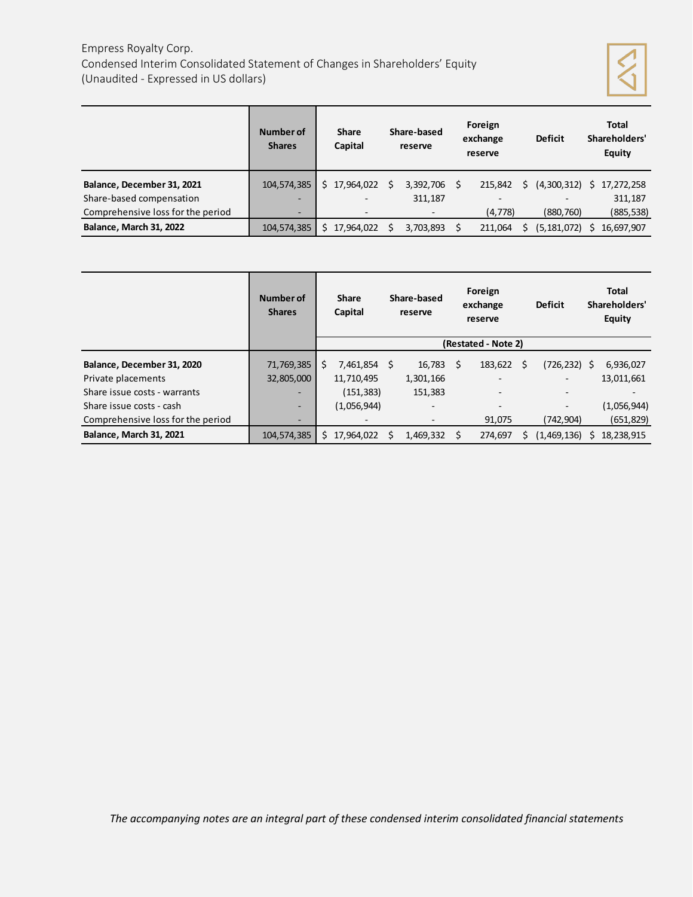Empress Royalty Corp.
Condensed Interim Consolidated Statement of Changes in Shareholders' Equity
(Unaudited - Expressed in US dollars)

| | Number of Shares | Share Capital | Share-based reserve | Foreign exchange reserve | Deficit | Total Shareholders' Equity |
|---|---|---|---|---|---|---|
| **Balance, December 31, 2021** | 104,574,385 | $ 17,964,022 | $ 3,392,706 | $ 215,842 | $ (4,300,312) | $ 17,272,258 |
| Share-based compensation | - | - | 311,187 | - | - | 311,187 |
| Comprehensive loss for the period | - | - | - | (4,778) | (880,760) | (885,538) |
| **Balance, March 31, 2022** | 104,574,385 | $ 17,964,022 | $ 3,703,893 | $ 211,064 | $ (5,181,072) | $ 16,697,907 |

| | Number of Shares | Share Capital | Share-based reserve | Foreign exchange reserve | Deficit | Total Shareholders' Equity |
|---|---|---|---|---|---|---|
| | | | | (Restated - Note 2) | | |
| **Balance, December 31, 2020** | 71,769,385 | $ 7,461,854 | $ 16,783 | $ 183,622 | $ (726,232) | $ 6,936,027 |
| Private placements | 32,805,000 | 11,710,495 | 1,301,166 | - | - | 13,011,661 |
| Share issue costs - warrants | - | (151,383) | 151,383 | - | - | - |
| Share issue costs - cash | - | (1,056,944) | - | - | - | (1,056,944) |
| Comprehensive loss for the period | - | - | - | 91,075 | (742,904) | (651,829) |
| **Balance, March 31, 2021** | 104,574,385 | $ 17,964,022 | $ 1,469,332 | $ 274,697 | $ (1,469,136) | $ 18,238,915 |

*The accompanying notes are an integral part of these condensed interim consolidated financial statements*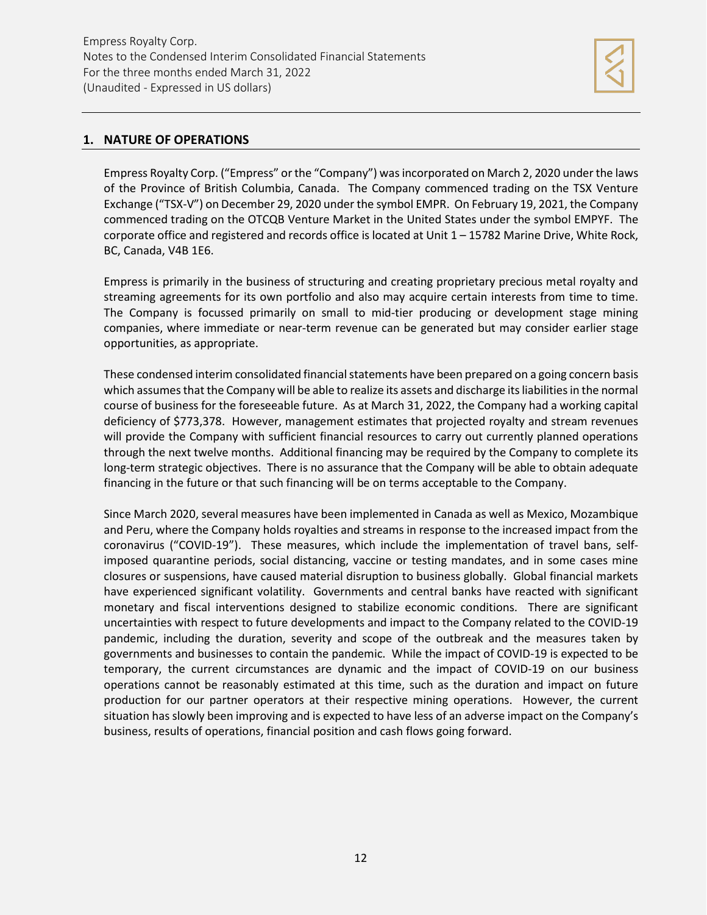## 1. NATURE OF OPERATIONS

Empress Royalty Corp. (“Empress” or the “Company”) was incorporated on March 2, 2020 under the laws of the Province of British Columbia, Canada. The Company commenced trading on the TSX Venture Exchange (“TSX-V”) on December 29, 2020 under the symbol EMPR. On February 19, 2021, the Company commenced trading on the OTCQB Venture Market in the United States under the symbol EMPYF. The corporate office and registered and records office is located at Unit 1 – 15782 Marine Drive, White Rock, BC, Canada, V4B 1E6.

Empress is primarily in the business of structuring and creating proprietary precious metal royalty and streaming agreements for its own portfolio and also may acquire certain interests from time to time. The Company is focussed primarily on small to mid-tier producing or development stage mining companies, where immediate or near-term revenue can be generated but may consider earlier stage opportunities, as appropriate.

These condensed interim consolidated financial statements have been prepared on a going concern basis which assumes that the Company will be able to realize its assets and discharge its liabilities in the normal course of business for the foreseeable future. As at March 31, 2022, the Company had a working capital deficiency of $773,378. However, management estimates that projected royalty and stream revenues will provide the Company with sufficient financial resources to carry out currently planned operations through the next twelve months. Additional financing may be required by the Company to complete its long-term strategic objectives. There is no assurance that the Company will be able to obtain adequate financing in the future or that such financing will be on terms acceptable to the Company.

Since March 2020, several measures have been implemented in Canada as well as Mexico, Mozambique and Peru, where the Company holds royalties and streams in response to the increased impact from the coronavirus (“COVID-19”). These measures, which include the implementation of travel bans, self-imposed quarantine periods, social distancing, vaccine or testing mandates, and in some cases mine closures or suspensions, have caused material disruption to business globally. Global financial markets have experienced significant volatility. Governments and central banks have reacted with significant monetary and fiscal interventions designed to stabilize economic conditions. There are significant uncertainties with respect to future developments and impact to the Company related to the COVID-19 pandemic, including the duration, severity and scope of the outbreak and the measures taken by governments and businesses to contain the pandemic. While the impact of COVID-19 is expected to be temporary, the current circumstances are dynamic and the impact of COVID-19 on our business operations cannot be reasonably estimated at this time, such as the duration and impact on future production for our partner operators at their respective mining operations. However, the current situation has slowly been improving and is expected to have less of an adverse impact on the Company’s business, results of operations, financial position and cash flows going forward.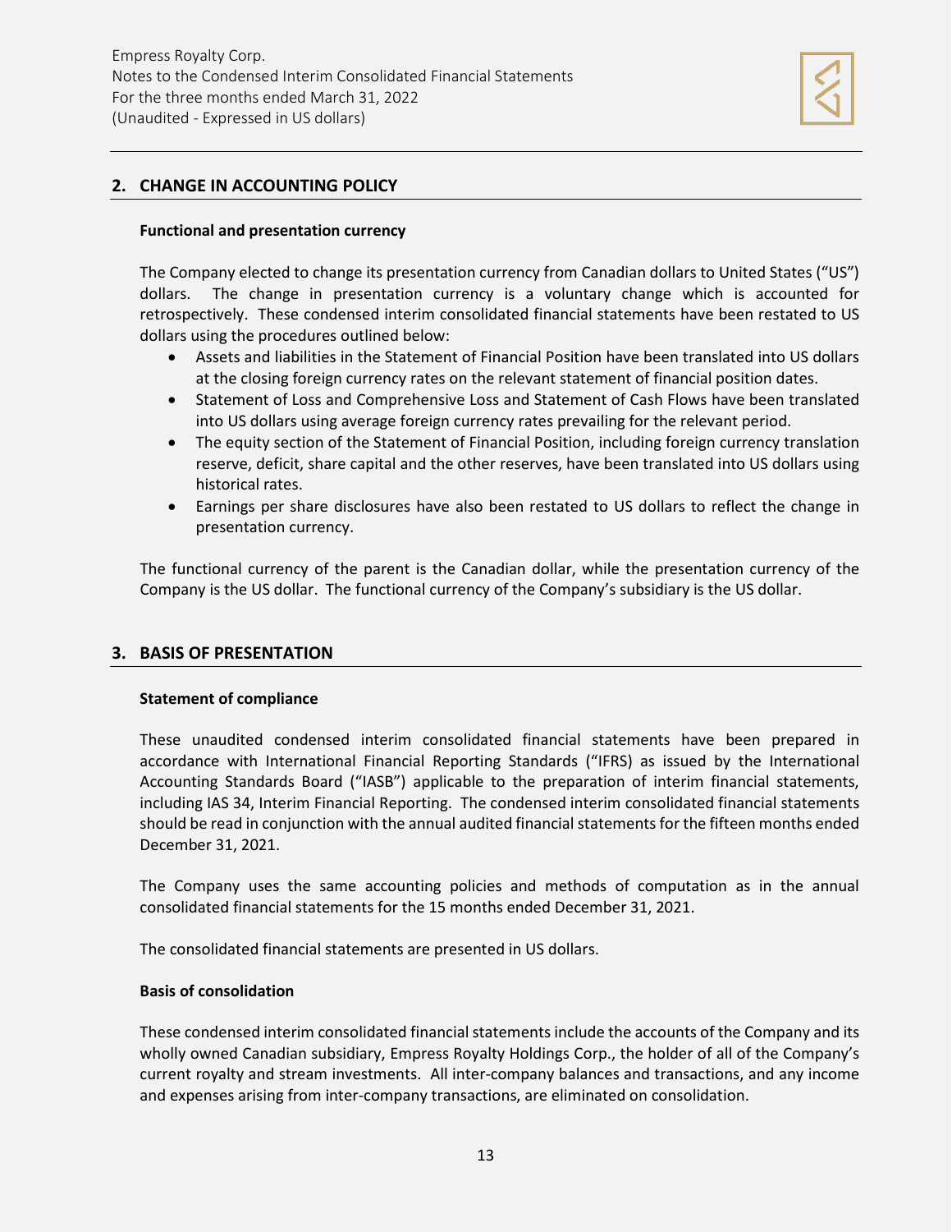## 2. CHANGE IN ACCOUNTING POLICY

**Functional and presentation currency**

The Company elected to change its presentation currency from Canadian dollars to United States ("US") dollars. The change in presentation currency is a voluntary change which is accounted for retrospectively. These condensed interim consolidated financial statements have been restated to US dollars using the procedures outlined below:

- Assets and liabilities in the Statement of Financial Position have been translated into US dollars at the closing foreign currency rates on the relevant statement of financial position dates.
- Statement of Loss and Comprehensive Loss and Statement of Cash Flows have been translated into US dollars using average foreign currency rates prevailing for the relevant period.
- The equity section of the Statement of Financial Position, including foreign currency translation reserve, deficit, share capital and the other reserves, have been translated into US dollars using historical rates.
- Earnings per share disclosures have also been restated to US dollars to reflect the change in presentation currency.

The functional currency of the parent is the Canadian dollar, while the presentation currency of the Company is the US dollar. The functional currency of the Company's subsidiary is the US dollar.

## 3. BASIS OF PRESENTATION

**Statement of compliance**

These unaudited condensed interim consolidated financial statements have been prepared in accordance with International Financial Reporting Standards ("IFRS) as issued by the International Accounting Standards Board ("IASB") applicable to the preparation of interim financial statements, including IAS 34, Interim Financial Reporting. The condensed interim consolidated financial statements should be read in conjunction with the annual audited financial statements for the fifteen months ended December 31, 2021.

The Company uses the same accounting policies and methods of computation as in the annual consolidated financial statements for the 15 months ended December 31, 2021.

The consolidated financial statements are presented in US dollars.

**Basis of consolidation**

These condensed interim consolidated financial statements include the accounts of the Company and its wholly owned Canadian subsidiary, Empress Royalty Holdings Corp., the holder of all of the Company's current royalty and stream investments. All inter-company balances and transactions, and any income and expenses arising from inter-company transactions, are eliminated on consolidation.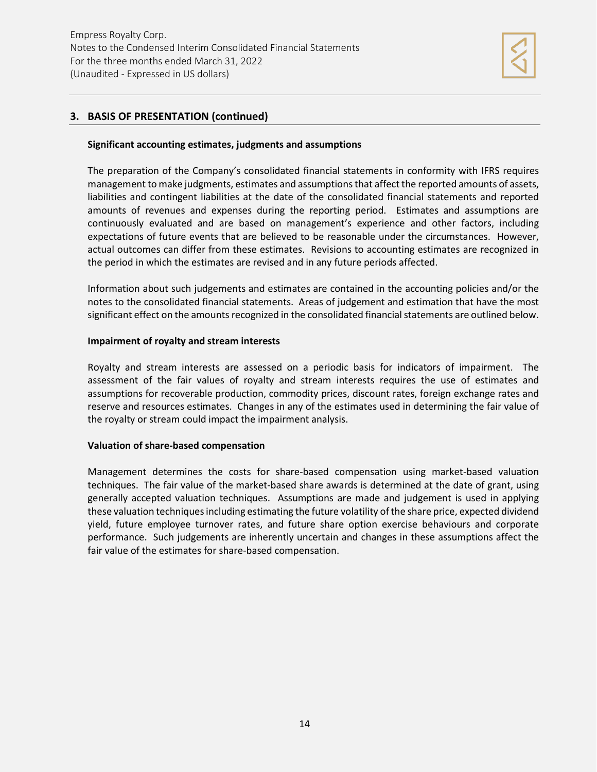## 3. BASIS OF PRESENTATION (continued)

**Significant accounting estimates, judgments and assumptions**

The preparation of the Company's consolidated financial statements in conformity with IFRS requires management to make judgments, estimates and assumptions that affect the reported amounts of assets, liabilities and contingent liabilities at the date of the consolidated financial statements and reported amounts of revenues and expenses during the reporting period. Estimates and assumptions are continuously evaluated and are based on management's experience and other factors, including expectations of future events that are believed to be reasonable under the circumstances. However, actual outcomes can differ from these estimates. Revisions to accounting estimates are recognized in the period in which the estimates are revised and in any future periods affected.

Information about such judgements and estimates are contained in the accounting policies and/or the notes to the consolidated financial statements. Areas of judgement and estimation that have the most significant effect on the amounts recognized in the consolidated financial statements are outlined below.

**Impairment of royalty and stream interests**

Royalty and stream interests are assessed on a periodic basis for indicators of impairment. The assessment of the fair values of royalty and stream interests requires the use of estimates and assumptions for recoverable production, commodity prices, discount rates, foreign exchange rates and reserve and resources estimates. Changes in any of the estimates used in determining the fair value of the royalty or stream could impact the impairment analysis.

**Valuation of share-based compensation**

Management determines the costs for share-based compensation using market-based valuation techniques. The fair value of the market-based share awards is determined at the date of grant, using generally accepted valuation techniques. Assumptions are made and judgement is used in applying these valuation techniques including estimating the future volatility of the share price, expected dividend yield, future employee turnover rates, and future share option exercise behaviours and corporate performance. Such judgements are inherently uncertain and changes in these assumptions affect the fair value of the estimates for share-based compensation.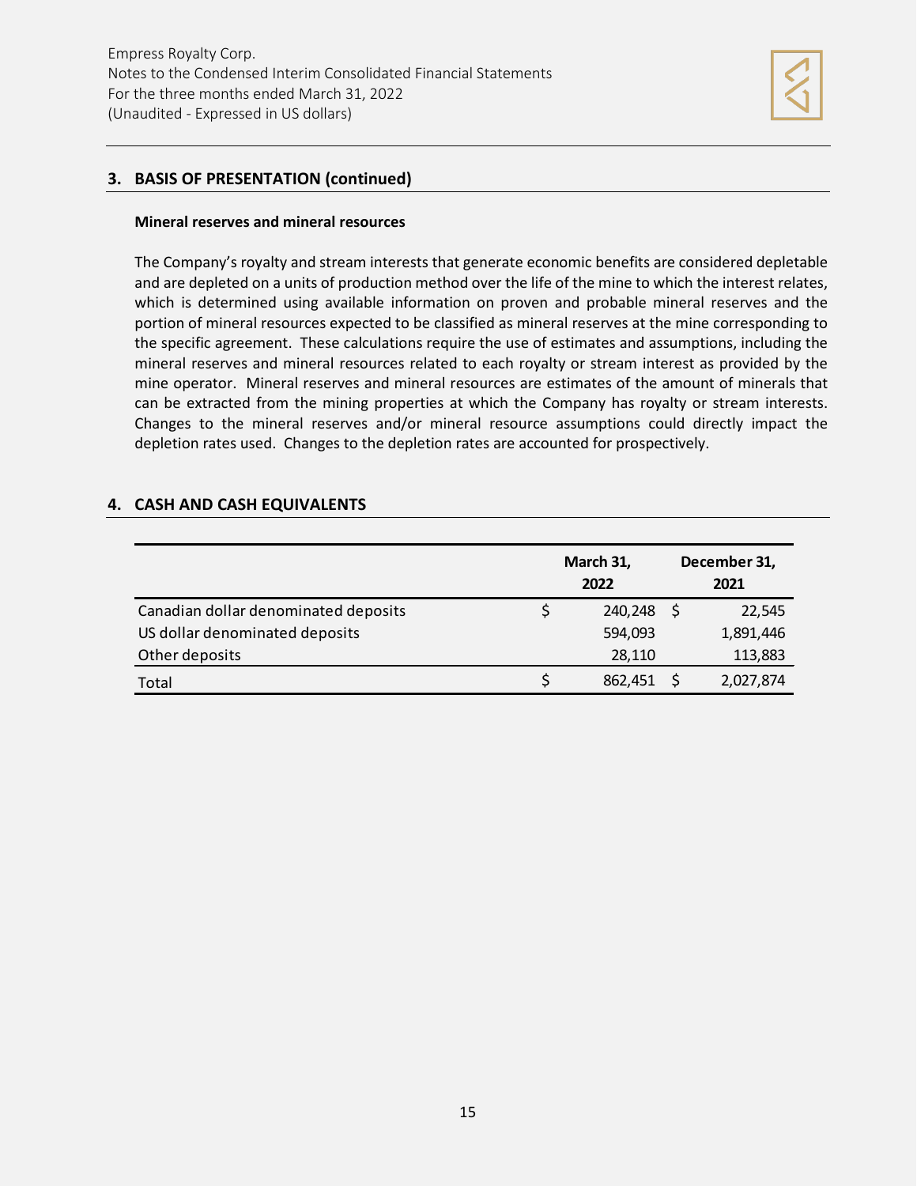## 3. BASIS OF PRESENTATION (continued)

**Mineral reserves and mineral resources**

The Company's royalty and stream interests that generate economic benefits are considered depletable and are depleted on a units of production method over the life of the mine to which the interest relates, which is determined using available information on proven and probable mineral reserves and the portion of mineral resources expected to be classified as mineral reserves at the mine corresponding to the specific agreement. These calculations require the use of estimates and assumptions, including the mineral reserves and mineral resources related to each royalty or stream interest as provided by the mine operator. Mineral reserves and mineral resources are estimates of the amount of minerals that can be extracted from the mining properties at which the Company has royalty or stream interests. Changes to the mineral reserves and/or mineral resource assumptions could directly impact the depletion rates used. Changes to the depletion rates are accounted for prospectively.

## 4. CASH AND CASH EQUIVALENTS

| | March 31, 2022 | December 31, 2021 |
|---|---|---|
| Canadian dollar denominated deposits | $ 240,248 | $ 22,545 |
| US dollar denominated deposits | 594,093 | 1,891,446 |
| Other deposits | 28,110 | 113,883 |
| Total | $ 862,451 | $ 2,027,874 |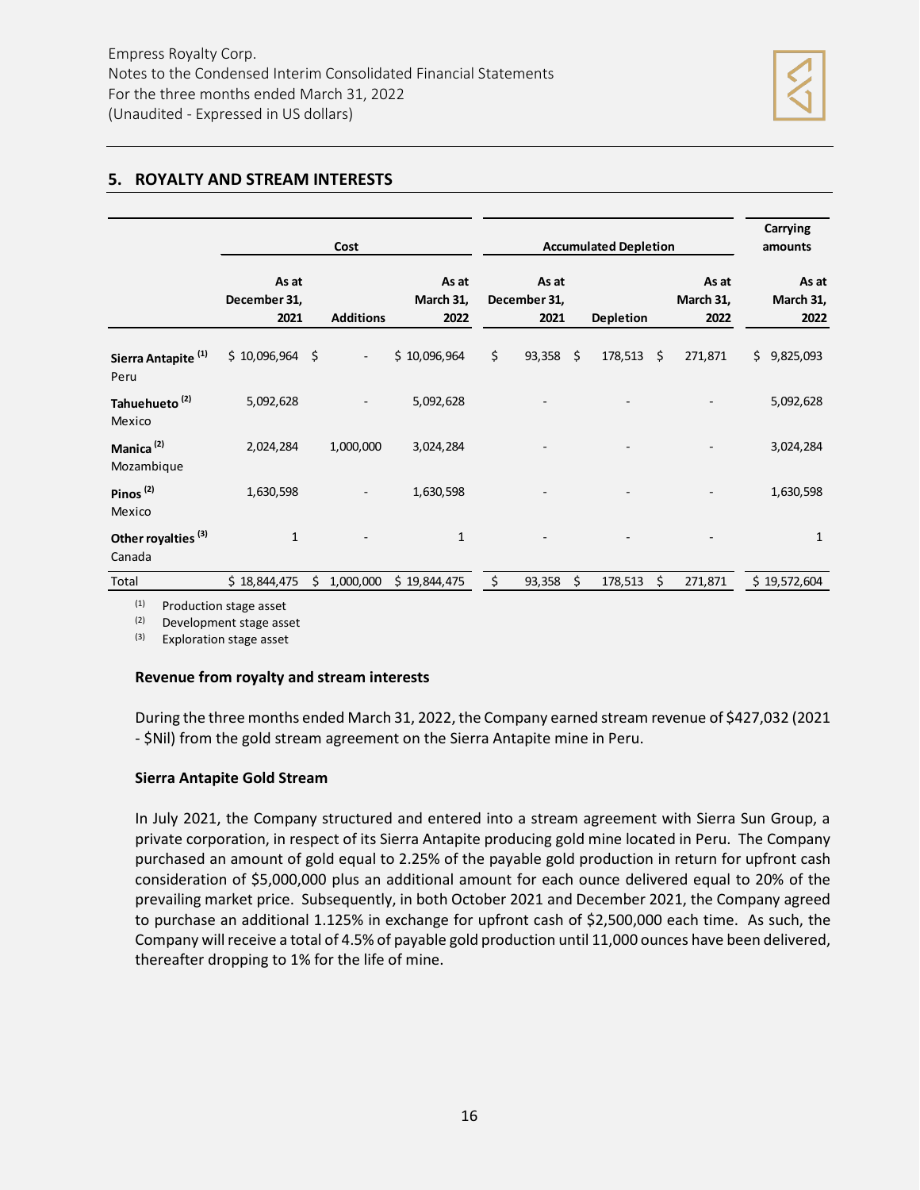## 5. ROYALTY AND STREAM INTERESTS

| | Cost | | | Accumulated Depletion | | | Carrying amounts |
|---|---|---|---|---|---|---|---|
| | As at December 31, 2021 | Additions | As at March 31, 2022 | As at December 31, 2021 | Depletion | As at March 31, 2022 | As at March 31, 2022 |
| **Sierra Antapite** [1] Peru | $ 10,096,964 | $ - | $ 10,096,964 | $ 93,358 | $ 178,513 | $ 271,871 | $ 9,825,093 |
| **Tahuehueto** [2] Mexico | 5,092,628 | - | 5,092,628 | - | - | - | 5,092,628 |
| **Manica** [2] Mozambique | 2,024,284 | 1,000,000 | 3,024,284 | - | - | - | 3,024,284 |
| **Pinos** [2] Mexico | 1,630,598 | - | 1,630,598 | - | - | - | 1,630,598 |
| **Other royalties** [3] Canada | 1 | - | 1 | - | - | - | 1 |
| Total | $ 18,844,475 | $ 1,000,000 | $ 19,844,475 | $ 93,358 | $ 178,513 | $ 271,871 | $ 19,572,604 |

[1] Production stage asset
[2] Development stage asset
[3] Exploration stage asset

### Revenue from royalty and stream interests

During the three months ended March 31, 2022, the Company earned stream revenue of $427,032 (2021 - $Nil) from the gold stream agreement on the Sierra Antapite mine in Peru.

### Sierra Antapite Gold Stream

In July 2021, the Company structured and entered into a stream agreement with Sierra Sun Group, a private corporation, in respect of its Sierra Antapite producing gold mine located in Peru. The Company purchased an amount of gold equal to 2.25% of the payable gold production in return for upfront cash consideration of $5,000,000 plus an additional amount for each ounce delivered equal to 20% of the prevailing market price. Subsequently, in both October 2021 and December 2021, the Company agreed to purchase an additional 1.125% in exchange for upfront cash of $2,500,000 each time. As such, the Company will receive a total of 4.5% of payable gold production until 11,000 ounces have been delivered, thereafter dropping to 1% for the life of mine.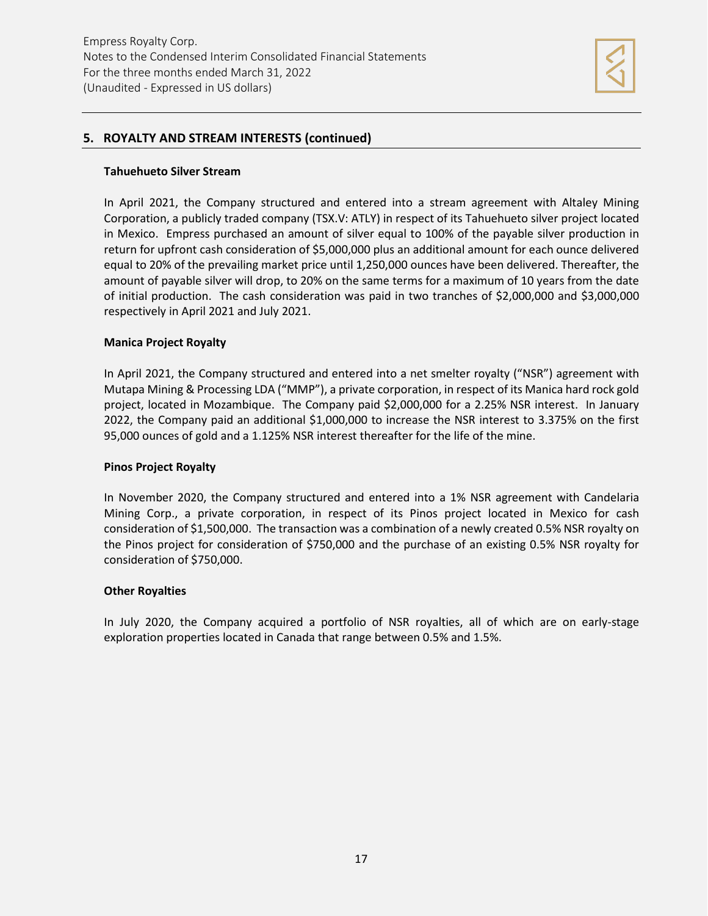## 5. ROYALTY AND STREAM INTERESTS (continued)

**Tahuehueto Silver Stream**

In April 2021, the Company structured and entered into a stream agreement with Altaley Mining Corporation, a publicly traded company (TSX.V: ATLY) in respect of its Tahuehueto silver project located in Mexico. Empress purchased an amount of silver equal to 100% of the payable silver production in return for upfront cash consideration of $5,000,000 plus an additional amount for each ounce delivered equal to 20% of the prevailing market price until 1,250,000 ounces have been delivered. Thereafter, the amount of payable silver will drop, to 20% on the same terms for a maximum of 10 years from the date of initial production. The cash consideration was paid in two tranches of $2,000,000 and $3,000,000 respectively in April 2021 and July 2021.

**Manica Project Royalty**

In April 2021, the Company structured and entered into a net smelter royalty ("NSR") agreement with Mutapa Mining & Processing LDA ("MMP"), a private corporation, in respect of its Manica hard rock gold project, located in Mozambique. The Company paid $2,000,000 for a 2.25% NSR interest. In January 2022, the Company paid an additional $1,000,000 to increase the NSR interest to 3.375% on the first 95,000 ounces of gold and a 1.125% NSR interest thereafter for the life of the mine.

**Pinos Project Royalty**

In November 2020, the Company structured and entered into a 1% NSR agreement with Candelaria Mining Corp., a private corporation, in respect of its Pinos project located in Mexico for cash consideration of $1,500,000. The transaction was a combination of a newly created 0.5% NSR royalty on the Pinos project for consideration of $750,000 and the purchase of an existing 0.5% NSR royalty for consideration of $750,000.

**Other Royalties**

In July 2020, the Company acquired a portfolio of NSR royalties, all of which are on early-stage exploration properties located in Canada that range between 0.5% and 1.5%.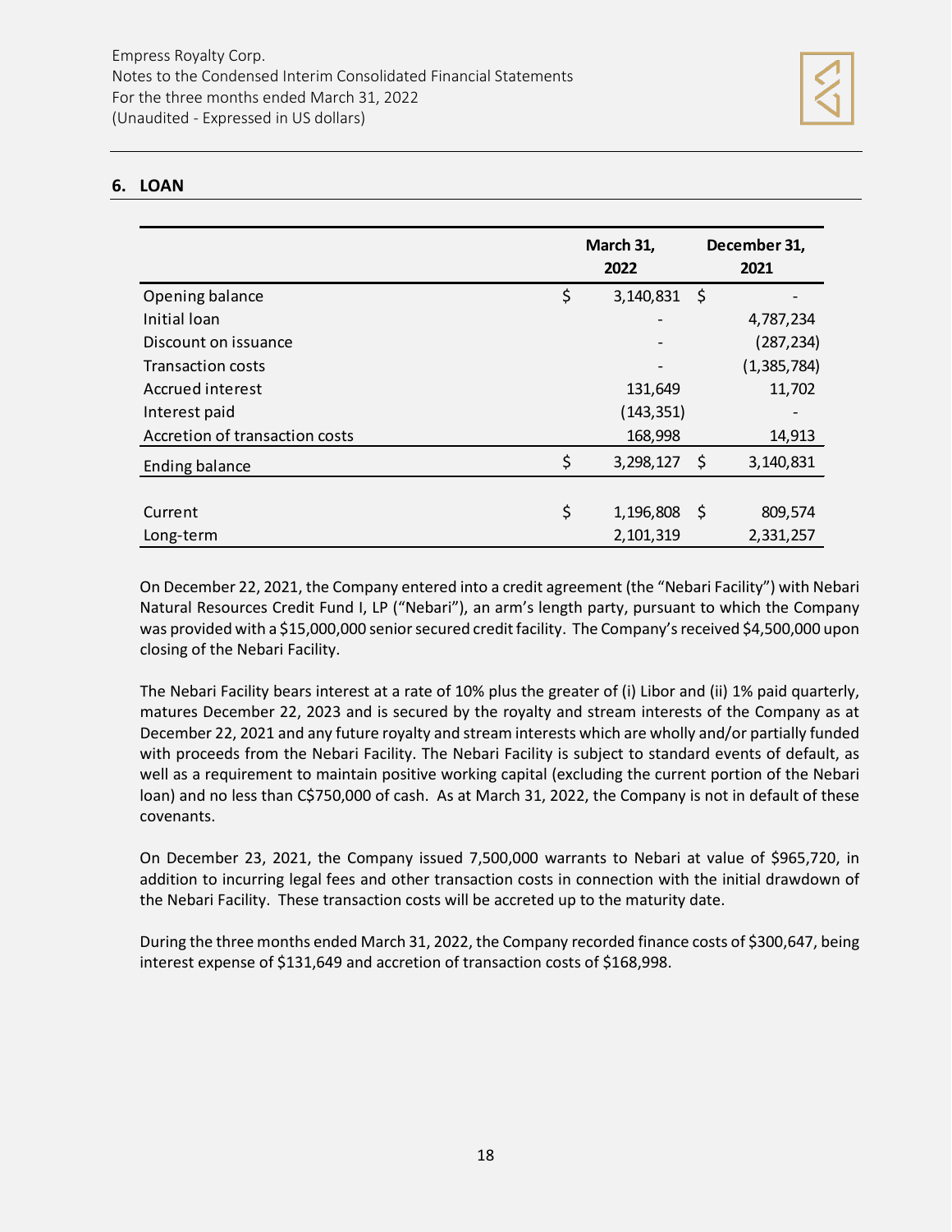## 6. LOAN

| | March 31, 2022 | December 31, 2021 |
|---|---|---|
| Opening balance | $ 3,140,831 | $ - |
| Initial loan | - | 4,787,234 |
| Discount on issuance | - | (287,234) |
| Transaction costs | - | (1,385,784) |
| Accrued interest | 131,649 | 11,702 |
| Interest paid | (143,351) | - |
| Accretion of transaction costs | 168,998 | 14,913 |
| Ending balance | $ 3,298,127 | $ 3,140,831 |
| | | |
| Current | $ 1,196,808 | $ 809,574 |
| Long-term | 2,101,319 | 2,331,257 |

On December 22, 2021, the Company entered into a credit agreement (the "Nebari Facility") with Nebari Natural Resources Credit Fund I, LP ("Nebari"), an arm's length party, pursuant to which the Company was provided with a $15,000,000 senior secured credit facility. The Company's received $4,500,000 upon closing of the Nebari Facility.

The Nebari Facility bears interest at a rate of 10% plus the greater of (i) Libor and (ii) 1% paid quarterly, matures December 22, 2023 and is secured by the royalty and stream interests of the Company as at December 22, 2021 and any future royalty and stream interests which are wholly and/or partially funded with proceeds from the Nebari Facility. The Nebari Facility is subject to standard events of default, as well as a requirement to maintain positive working capital (excluding the current portion of the Nebari loan) and no less than C$750,000 of cash. As at March 31, 2022, the Company is not in default of these covenants.

On December 23, 2021, the Company issued 7,500,000 warrants to Nebari at value of $965,720, in addition to incurring legal fees and other transaction costs in connection with the initial drawdown of the Nebari Facility. These transaction costs will be accreted up to the maturity date.

During the three months ended March 31, 2022, the Company recorded finance costs of $300,647, being interest expense of $131,649 and accretion of transaction costs of $168,998.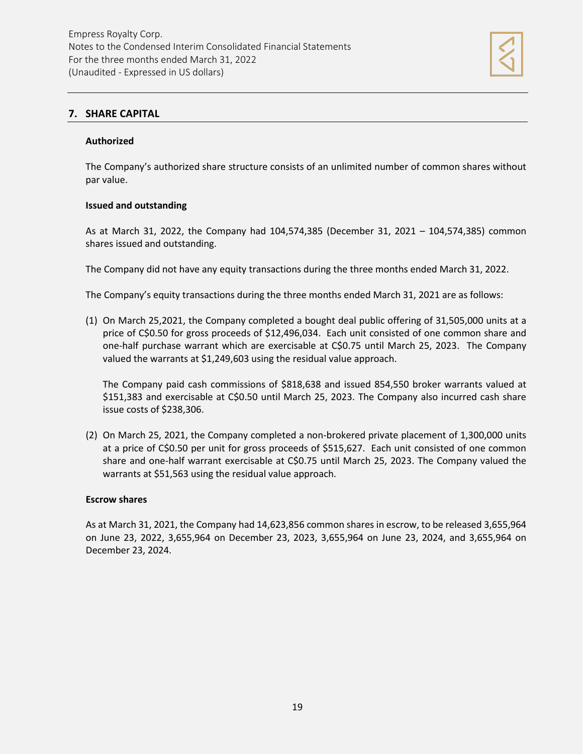## 7. SHARE CAPITAL

**Authorized**

The Company's authorized share structure consists of an unlimited number of common shares without par value.

**Issued and outstanding**

As at March 31, 2022, the Company had 104,574,385 (December 31, 2021 – 104,574,385) common shares issued and outstanding.

The Company did not have any equity transactions during the three months ended March 31, 2022.

The Company's equity transactions during the three months ended March 31, 2021 are as follows:

(1) On March 25,2021, the Company completed a bought deal public offering of 31,505,000 units at a price of C$0.50 for gross proceeds of $12,496,034. Each unit consisted of one common share and one-half purchase warrant which are exercisable at C$0.75 until March 25, 2023. The Company valued the warrants at $1,249,603 using the residual value approach.

    The Company paid cash commissions of $818,638 and issued 854,550 broker warrants valued at $151,383 and exercisable at C$0.50 until March 25, 2023. The Company also incurred cash share issue costs of $238,306.

(2) On March 25, 2021, the Company completed a non-brokered private placement of 1,300,000 units at a price of C$0.50 per unit for gross proceeds of $515,627. Each unit consisted of one common share and one-half warrant exercisable at C$0.75 until March 25, 2023. The Company valued the warrants at $51,563 using the residual value approach.

**Escrow shares**

As at March 31, 2021, the Company had 14,623,856 common shares in escrow, to be released 3,655,964 on June 23, 2022, 3,655,964 on December 23, 2023, 3,655,964 on June 23, 2024, and 3,655,964 on December 23, 2024.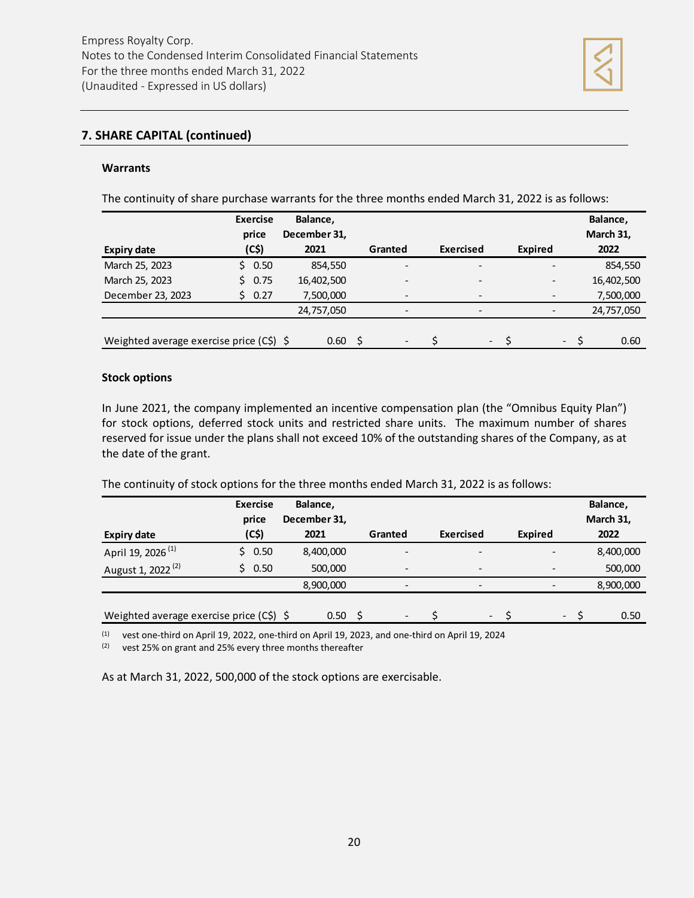## 7. SHARE CAPITAL (continued)

### Warrants

The continuity of share purchase warrants for the three months ended March 31, 2022 is as follows:

| Expiry date | Exercise price (C$) | Balance, December 31, 2021 | Granted | Exercised | Expired | Balance, March 31, 2022 |
|---|---|---|---|---|---|---|
| March 25, 2023 | $ 0.50 | 854,550 | - | - | - | 854,550 |
| March 25, 2023 | $ 0.75 | 16,402,500 | - | - | - | 16,402,500 |
| December 23, 2023 | $ 0.27 | 7,500,000 | - | - | - | 7,500,000 |
| | | 24,757,050 | - | - | - | 24,757,050 |
| Weighted average exercise price (C$) | | $ 0.60 | $ - | $ - | $ - | $ 0.60 |

### Stock options

In June 2021, the company implemented an incentive compensation plan (the "Omnibus Equity Plan") for stock options, deferred stock units and restricted share units. The maximum number of shares reserved for issue under the plans shall not exceed 10% of the outstanding shares of the Company, as at the date of the grant.

The continuity of stock options for the three months ended March 31, 2022 is as follows:

| Expiry date | Exercise price (C$) | Balance, December 31, 2021 | Granted | Exercised | Expired | Balance, March 31, 2022 |
|---|---|---|---|---|---|---|
| April 19, 2026 (1) | $ 0.50 | 8,400,000 | - | - | - | 8,400,000 |
| August 1, 2022 (2) | $ 0.50 | 500,000 | - | - | - | 500,000 |
| | | 8,900,000 | - | - | - | 8,900,000 |
| Weighted average exercise price (C$) | | $ 0.50 | $ - | $ - | $ - | $ 0.50 |

(1) vest one-third on April 19, 2022, one-third on April 19, 2023, and one-third on April 19, 2024
(2) vest 25% on grant and 25% every three months thereafter

As at March 31, 2022, 500,000 of the stock options are exercisable.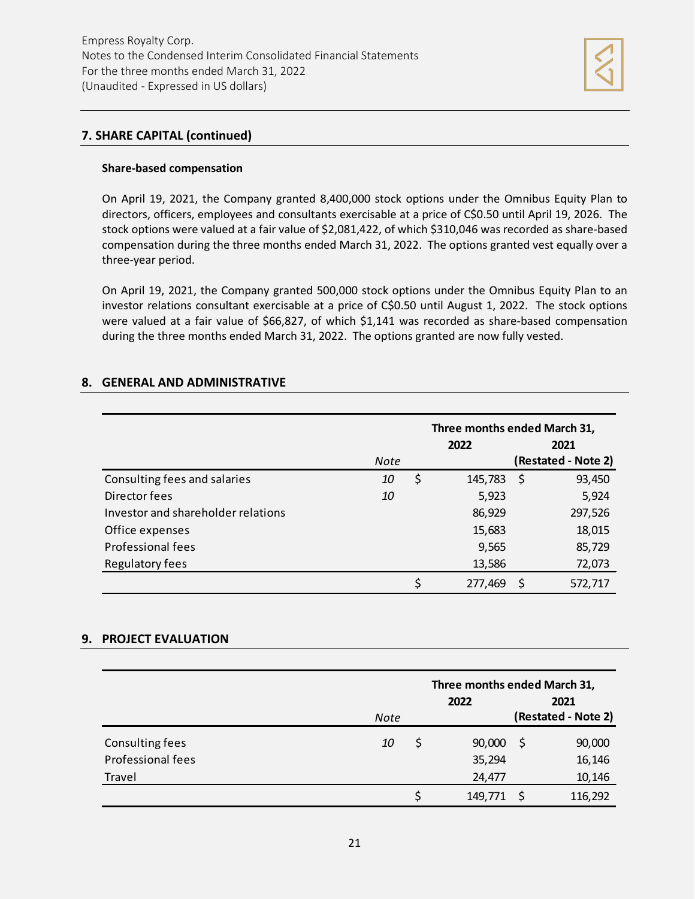## 7. SHARE CAPITAL (continued)

### Share-based compensation

On April 19, 2021, the Company granted 8,400,000 stock options under the Omnibus Equity Plan to directors, officers, employees and consultants exercisable at a price of C$0.50 until April 19, 2026. The stock options were valued at a fair value of $2,081,422, of which $310,046 was recorded as share-based compensation during the three months ended March 31, 2022. The options granted vest equally over a three-year period.

On April 19, 2021, the Company granted 500,000 stock options under the Omnibus Equity Plan to an investor relations consultant exercisable at a price of C$0.50 until August 1, 2022. The stock options were valued at a fair value of $66,827, of which $1,141 was recorded as share-based compensation during the three months ended March 31, 2022. The options granted are now fully vested.

## 8. GENERAL AND ADMINISTRATIVE

| | | Three months ended March 31, | |
|---|---|---|---|
| | | 2022 | 2021 |
| | *Note* | | (Restated - Note 2) |
| Consulting fees and salaries | *10* | $ 145,783 | $ 93,450 |
| Director fees | *10* | 5,923 | 5,924 |
| Investor and shareholder relations | | 86,929 | 297,526 |
| Office expenses | | 15,683 | 18,015 |
| Professional fees | | 9,565 | 85,729 |
| Regulatory fees | | 13,586 | 72,073 |
| | | $ 277,469 | $ 572,717 |

## 9. PROJECT EVALUATION

| | | Three months ended March 31, | |
|---|---|---|---|
| | | 2022 | 2021 |
| | *Note* | | (Restated - Note 2) |
| Consulting fees | *10* | $ 90,000 | $ 90,000 |
| Professional fees | | 35,294 | 16,146 |
| Travel | | 24,477 | 10,146 |
| | | $ 149,771 | $ 116,292 |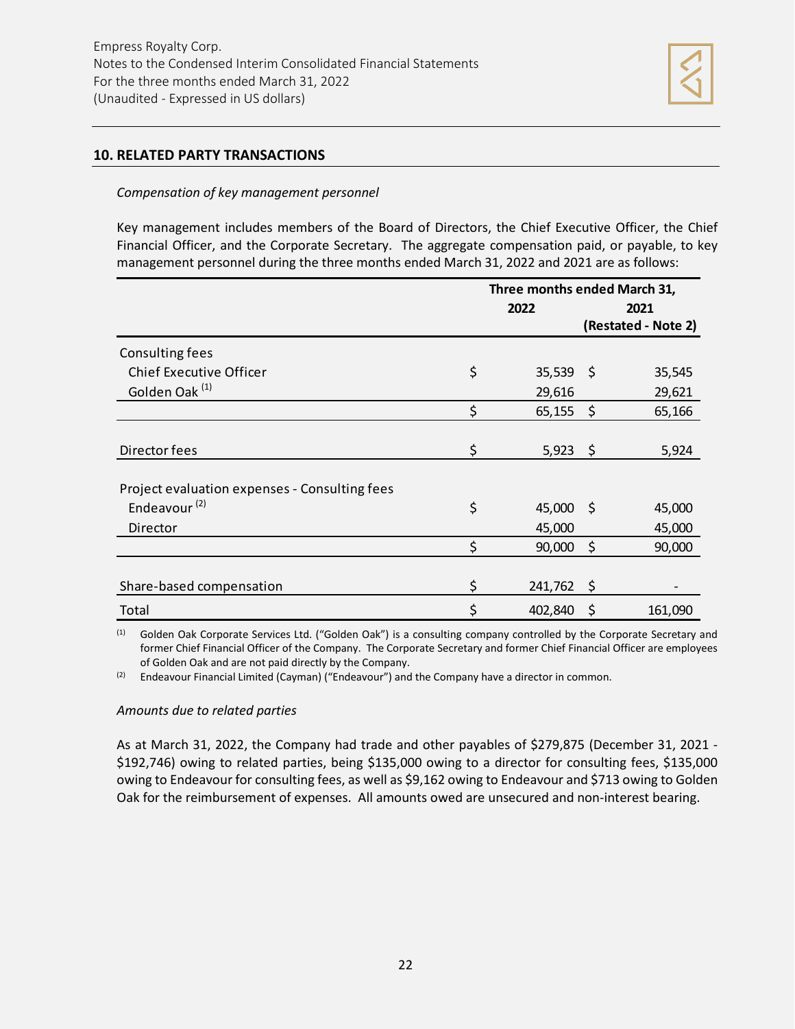## 10. RELATED PARTY TRANSACTIONS

*Compensation of key management personnel*

Key management includes members of the Board of Directors, the Chief Executive Officer, the Chief Financial Officer, and the Corporate Secretary. The aggregate compensation paid, or payable, to key management personnel during the three months ended March 31, 2022 and 2021 are as follows:

| | Three months ended March 31, | |
|---|---|---|
| | **2022** | **2021 (Restated - Note 2)** |
| Consulting fees | | |
| Chief Executive Officer | $ 35,539 | $ 35,545 |
| Golden Oak [(1)] | 29,616 | 29,621 |
| | $ 65,155 | $ 65,166 |
| Director fees | $ 5,923 | $ 5,924 |
| Project evaluation expenses - Consulting fees | | |
| Endeavour [(2)] | $ 45,000 | $ 45,000 |
| Director | 45,000 | 45,000 |
| | $ 90,000 | $ 90,000 |
| Share-based compensation | $ 241,762 | $ - |
| Total | $ 402,840 | $ 161,090 |

(1) Golden Oak Corporate Services Ltd. ("Golden Oak") is a consulting company controlled by the Corporate Secretary and former Chief Financial Officer of the Company. The Corporate Secretary and former Chief Financial Officer are employees of Golden Oak and are not paid directly by the Company.

(2) Endeavour Financial Limited (Cayman) ("Endeavour") and the Company have a director in common.

*Amounts due to related parties*

As at March 31, 2022, the Company had trade and other payables of $279,875 (December 31, 2021 - $192,746) owing to related parties, being $135,000 owing to a director for consulting fees, $135,000 owing to Endeavour for consulting fees, as well as $9,162 owing to Endeavour and $713 owing to Golden Oak for the reimbursement of expenses. All amounts owed are unsecured and non-interest bearing.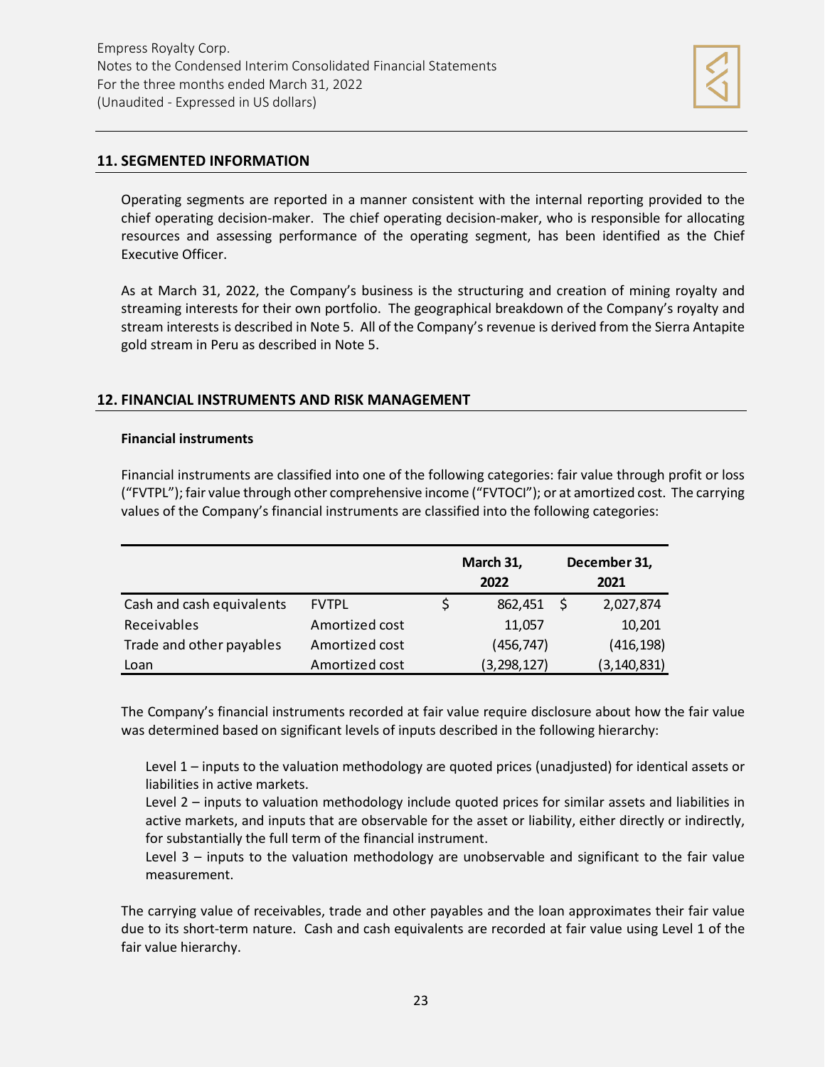## 11. SEGMENTED INFORMATION

Operating segments are reported in a manner consistent with the internal reporting provided to the chief operating decision-maker. The chief operating decision-maker, who is responsible for allocating resources and assessing performance of the operating segment, has been identified as the Chief Executive Officer.

As at March 31, 2022, the Company's business is the structuring and creation of mining royalty and streaming interests for their own portfolio. The geographical breakdown of the Company's royalty and stream interests is described in Note 5. All of the Company's revenue is derived from the Sierra Antapite gold stream in Peru as described in Note 5.

## 12. FINANCIAL INSTRUMENTS AND RISK MANAGEMENT

**Financial instruments**

Financial instruments are classified into one of the following categories: fair value through profit or loss ("FVTPL"); fair value through other comprehensive income ("FVTOCI"); or at amortized cost. The carrying values of the Company's financial instruments are classified into the following categories:

| | | March 31, 2022 | December 31, 2021 |
|---|---|---|---|
| Cash and cash equivalents | FVTPL | $ 862,451 | $ 2,027,874 |
| Receivables | Amortized cost | 11,057 | 10,201 |
| Trade and other payables | Amortized cost | (456,747) | (416,198) |
| Loan | Amortized cost | (3,298,127) | (3,140,831) |

The Company's financial instruments recorded at fair value require disclosure about how the fair value was determined based on significant levels of inputs described in the following hierarchy:

Level 1 – inputs to the valuation methodology are quoted prices (unadjusted) for identical assets or liabilities in active markets.
Level 2 – inputs to valuation methodology include quoted prices for similar assets and liabilities in active markets, and inputs that are observable for the asset or liability, either directly or indirectly, for substantially the full term of the financial instrument.
Level 3 – inputs to the valuation methodology are unobservable and significant to the fair value measurement.

The carrying value of receivables, trade and other payables and the loan approximates their fair value due to its short-term nature. Cash and cash equivalents are recorded at fair value using Level 1 of the fair value hierarchy.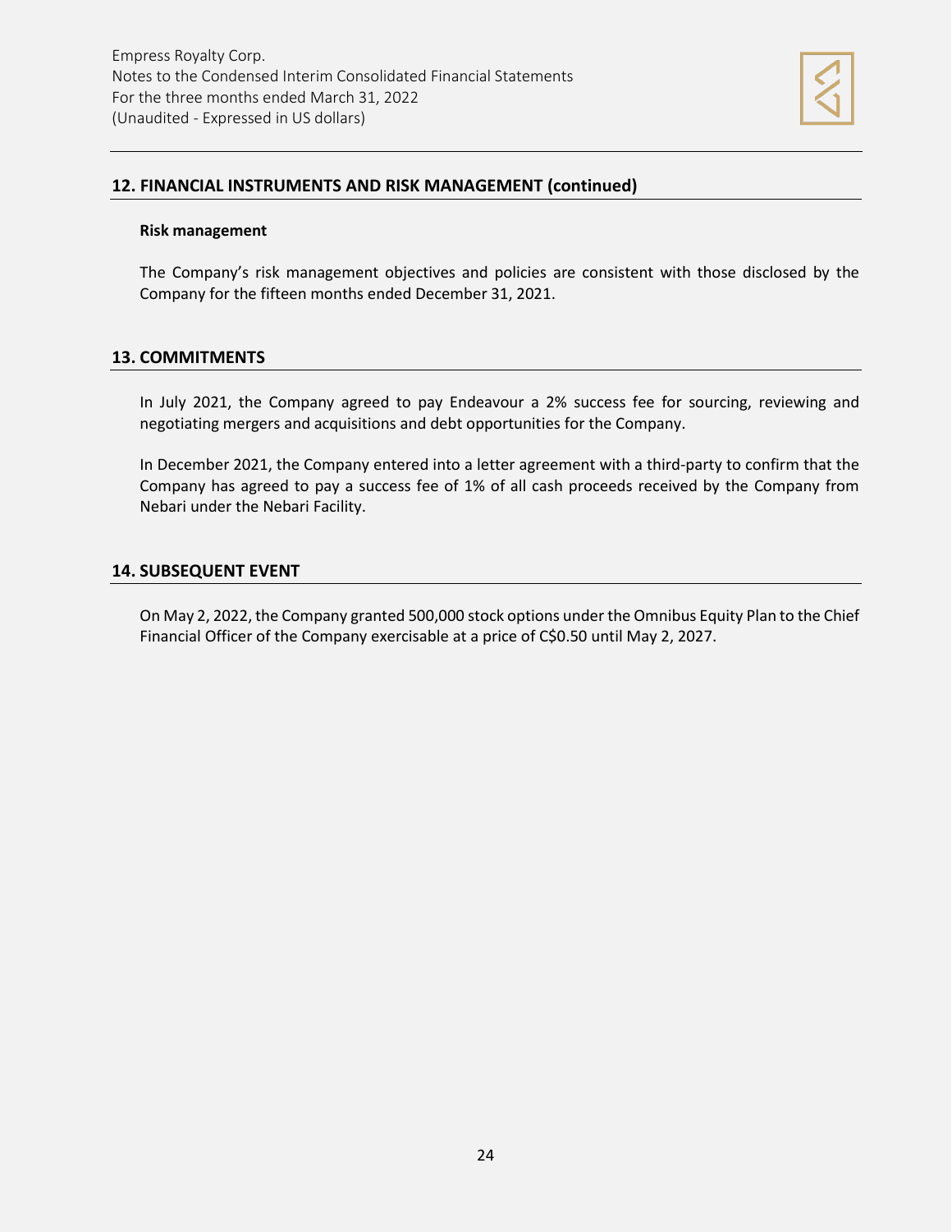## 12. FINANCIAL INSTRUMENTS AND RISK MANAGEMENT (continued)

**Risk management**

The Company's risk management objectives and policies are consistent with those disclosed by the Company for the fifteen months ended December 31, 2021.

## 13. COMMITMENTS

In July 2021, the Company agreed to pay Endeavour a 2% success fee for sourcing, reviewing and negotiating mergers and acquisitions and debt opportunities for the Company.

In December 2021, the Company entered into a letter agreement with a third-party to confirm that the Company has agreed to pay a success fee of 1% of all cash proceeds received by the Company from Nebari under the Nebari Facility.

## 14. SUBSEQUENT EVENT

On May 2, 2022, the Company granted 500,000 stock options under the Omnibus Equity Plan to the Chief Financial Officer of the Company exercisable at a price of C$0.50 until May 2, 2027.